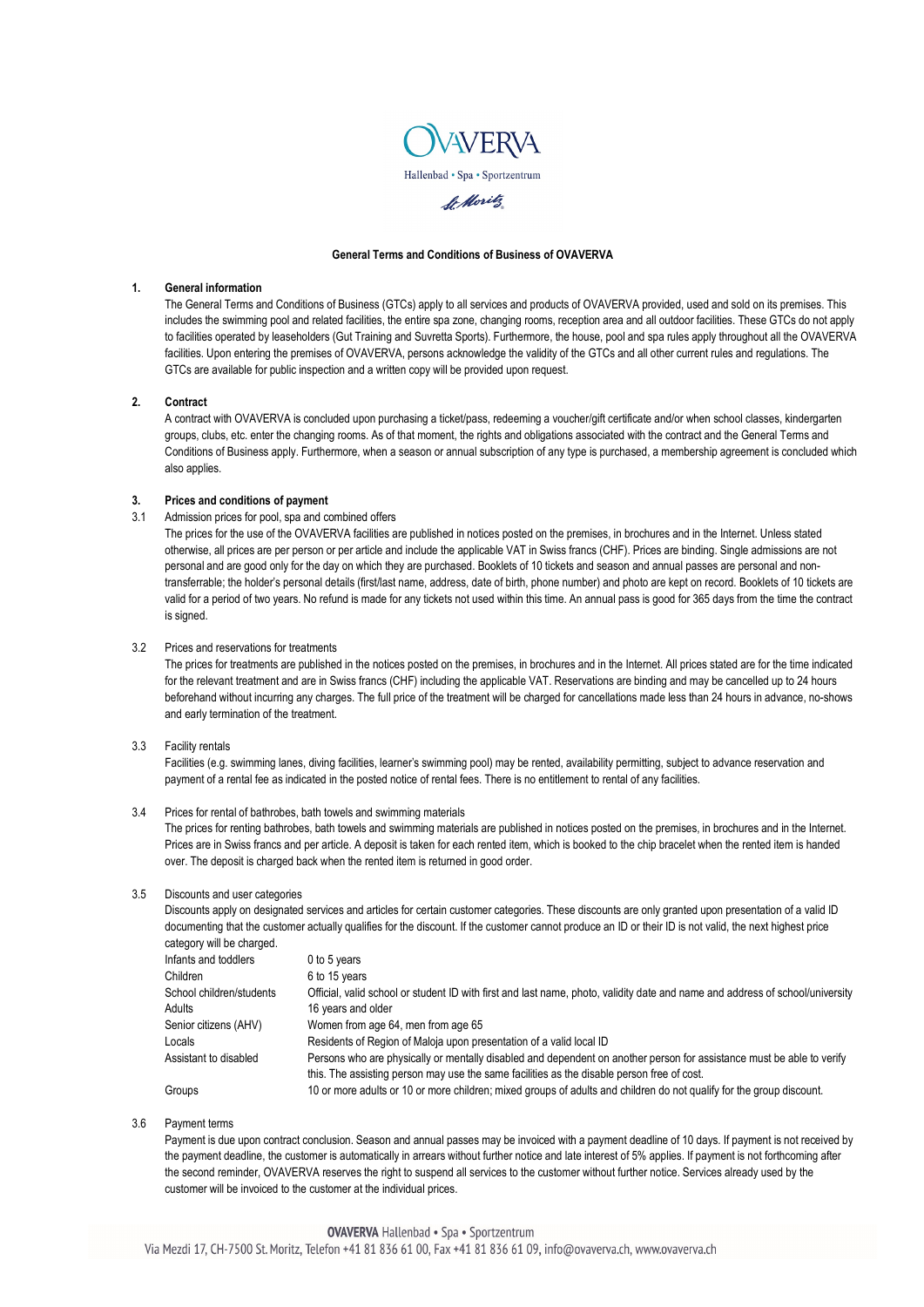# General Terms and Conditions of Business of OVAVERVA

## 1. General information

The General Terms and Conditions of Business (GTCs) apply to all services and products of OVAVERVA provided, used and sold on its premises. This includes the swimming pool and related facilities, the entire spa zone, changing rooms, reception area and all outdoor facilities. These GTCs do not apply to facilities operated by leaseholders (Gut Training and Suvretta Sports). Furthermore, the house, pool and spa rules apply throughout all the OVAVERVA facilities. Upon entering the premises of OVAVERVA, persons acknowledge the validity of the GTCs and all other current rules and regulations. The GTCs are available for public inspection and a written copy will be provided upon request.

## 2. Contract

A contract with OVAVERVA is concluded upon purchasing a ticket/pass, redeeming a voucher/gift certificate and/or when school classes, kindergarten groups, clubs, etc. enter the changing rooms. As of that moment, the rights and obligations associated with the contract and the General Terms and Conditions of Business apply. Furthermore, when a season or annual subscription of any type is purchased, a membership agreement is concluded which also applies.

## 3. Prices and conditions of payment

### 3.1 Admission prices for pool, spa and combined offers

The prices for the use of the OVAVERVA facilities are published in notices posted on the premises, in brochures and in the Internet. Unless stated otherwise, all prices are per person or per article and include the applicable VAT in Swiss francs (CHF). Prices are binding. Single admissions are not personal and are good only for the day on which they are purchased. Booklets of 10 tickets and season and annual passes are personal and non-transferrable; the holder's personal details (first/last name, address, date of birth, phone number) and photo are kept on record. Booklets of 10 tickets are valid for a period of two years. No refund is made for any tickets not used within this time. An annual pass is good for 365 days from the time the contract is signed.

### 3.2 Prices and reservations for treatments

The prices for treatments are published in the notices posted on the premises, in brochures and in the Internet. All prices stated are for the time indicated for the relevant treatment and are in Swiss francs (CHF) including the applicable VAT. Reservations are binding and may be cancelled up to 24 hours beforehand without incurring any charges. The full price of the treatment will be charged for cancellations made less than 24 hours in advance, no-shows and early termination of the treatment.

### 3.3 Facility rentals

Facilities (e.g. swimming lanes, diving facilities, learner's swimming pool) may be rented, availability permitting, subject to advance reservation and payment of a rental fee as indicated in the posted notice of rental fees. There is no entitlement to rental of any facilities.

### 3.4 Prices for rental of bathrobes, bath towels and swimming materials

The prices for renting bathrobes, bath towels and swimming materials are published in notices posted on the premises, in brochures and in the Internet. Prices are in Swiss francs and per article. A deposit is taken for each rented item, which is booked to the chip bracelet when the rented item is handed over. The deposit is charged back when the rented item is returned in good order.

### 3.5 Discounts and user categories

Discounts apply on designated services and articles for certain customer categories. These discounts are only granted upon presentation of a valid ID documenting that the customer actually qualifies for the discount. If the customer cannot produce an ID or their ID is not valid, the next highest price category will be charged.

| | |
|---|---|
| Infants and toddlers | 0 to 5 years |
| Children | 6 to 15 years |
| School children/students | Official, valid school or student ID with first and last name, photo, validity date and name and address of school/university |
| Adults | 16 years and older |
| Senior citizens (AHV) | Women from age 64, men from age 65 |
| Locals | Residents of Region of Maloja upon presentation of a valid local ID |
| Assistant to disabled | Persons who are physically or mentally disabled and dependent on another person for assistance must be able to verify this. The assisting person may use the same facilities as the disable person free of cost. |
| Groups | 10 or more adults or 10 or more children; mixed groups of adults and children do not qualify for the group discount. |

### 3.6 Payment terms

Payment is due upon contract conclusion. Season and annual passes may be invoiced with a payment deadline of 10 days. If payment is not received by the payment deadline, the customer is automatically in arrears without further notice and late interest of 5% applies. If payment is not forthcoming after the second reminder, OVAVERVA reserves the right to suspend all services to the customer without further notice. Services already used by the customer will be invoiced to the customer at the individual prices.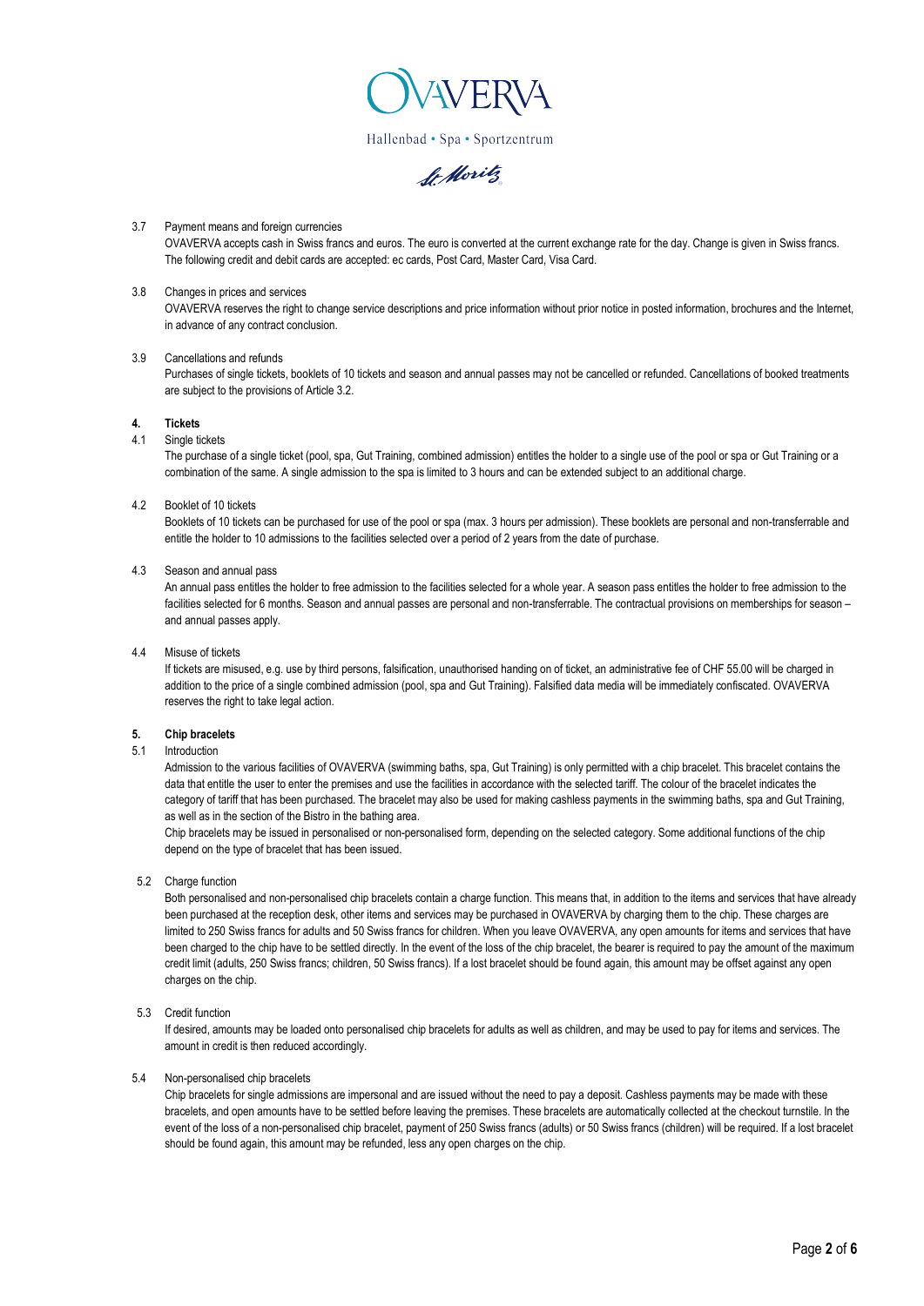3.7 Payment means and foreign currencies

OVAVERVA accepts cash in Swiss francs and euros. The euro is converted at the current exchange rate for the day. Change is given in Swiss francs. The following credit and debit cards are accepted: ec cards, Post Card, Master Card, Visa Card.

3.8 Changes in prices and services

OVAVERVA reserves the right to change service descriptions and price information without prior notice in posted information, brochures and the Internet, in advance of any contract conclusion.

3.9 Cancellations and refunds

Purchases of single tickets, booklets of 10 tickets and season and annual passes may not be cancelled or refunded. Cancellations of booked treatments are subject to the provisions of Article 3.2.

## 4. Tickets

4.1 Single tickets

The purchase of a single ticket (pool, spa, Gut Training, combined admission) entitles the holder to a single use of the pool or spa or Gut Training or a combination of the same. A single admission to the spa is limited to 3 hours and can be extended subject to an additional charge.

4.2 Booklet of 10 tickets

Booklets of 10 tickets can be purchased for use of the pool or spa (max. 3 hours per admission). These booklets are personal and non-transferrable and entitle the holder to 10 admissions to the facilities selected over a period of 2 years from the date of purchase.

4.3 Season and annual pass

An annual pass entitles the holder to free admission to the facilities selected for a whole year. A season pass entitles the holder to free admission to the facilities selected for 6 months. Season and annual passes are personal and non-transferrable. The contractual provisions on memberships for season – and annual passes apply.

4.4 Misuse of tickets

If tickets are misused, e.g. use by third persons, falsification, unauthorised handing on of ticket, an administrative fee of CHF 55.00 will be charged in addition to the price of a single combined admission (pool, spa and Gut Training). Falsified data media will be immediately confiscated. OVAVERVA reserves the right to take legal action.

## 5. Chip bracelets

5.1 Introduction

Admission to the various facilities of OVAVERVA (swimming baths, spa, Gut Training) is only permitted with a chip bracelet. This bracelet contains the data that entitle the user to enter the premises and use the facilities in accordance with the selected tariff. The colour of the bracelet indicates the category of tariff that has been purchased. The bracelet may also be used for making cashless payments in the swimming baths, spa and Gut Training, as well as in the section of the Bistro in the bathing area.

Chip bracelets may be issued in personalised or non-personalised form, depending on the selected category. Some additional functions of the chip depend on the type of bracelet that has been issued.

5.2 Charge function

Both personalised and non-personalised chip bracelets contain a charge function. This means that, in addition to the items and services that have already been purchased at the reception desk, other items and services may be purchased in OVAVERVA by charging them to the chip. These charges are limited to 250 Swiss francs for adults and 50 Swiss francs for children. When you leave OVAVERVA, any open amounts for items and services that have been charged to the chip have to be settled directly. In the event of the loss of the chip bracelet, the bearer is required to pay the amount of the maximum credit limit (adults, 250 Swiss francs; children, 50 Swiss francs). If a lost bracelet should be found again, this amount may be offset against any open charges on the chip.

5.3 Credit function

If desired, amounts may be loaded onto personalised chip bracelets for adults as well as children, and may be used to pay for items and services. The amount in credit is then reduced accordingly.

5.4 Non-personalised chip bracelets

Chip bracelets for single admissions are impersonal and are issued without the need to pay a deposit. Cashless payments may be made with these bracelets, and open amounts have to be settled before leaving the premises. These bracelets are automatically collected at the checkout turnstile. In the event of the loss of a non-personalised chip bracelet, payment of 250 Swiss francs (adults) or 50 Swiss francs (children) will be required. If a lost bracelet should be found again, this amount may be refunded, less any open charges on the chip.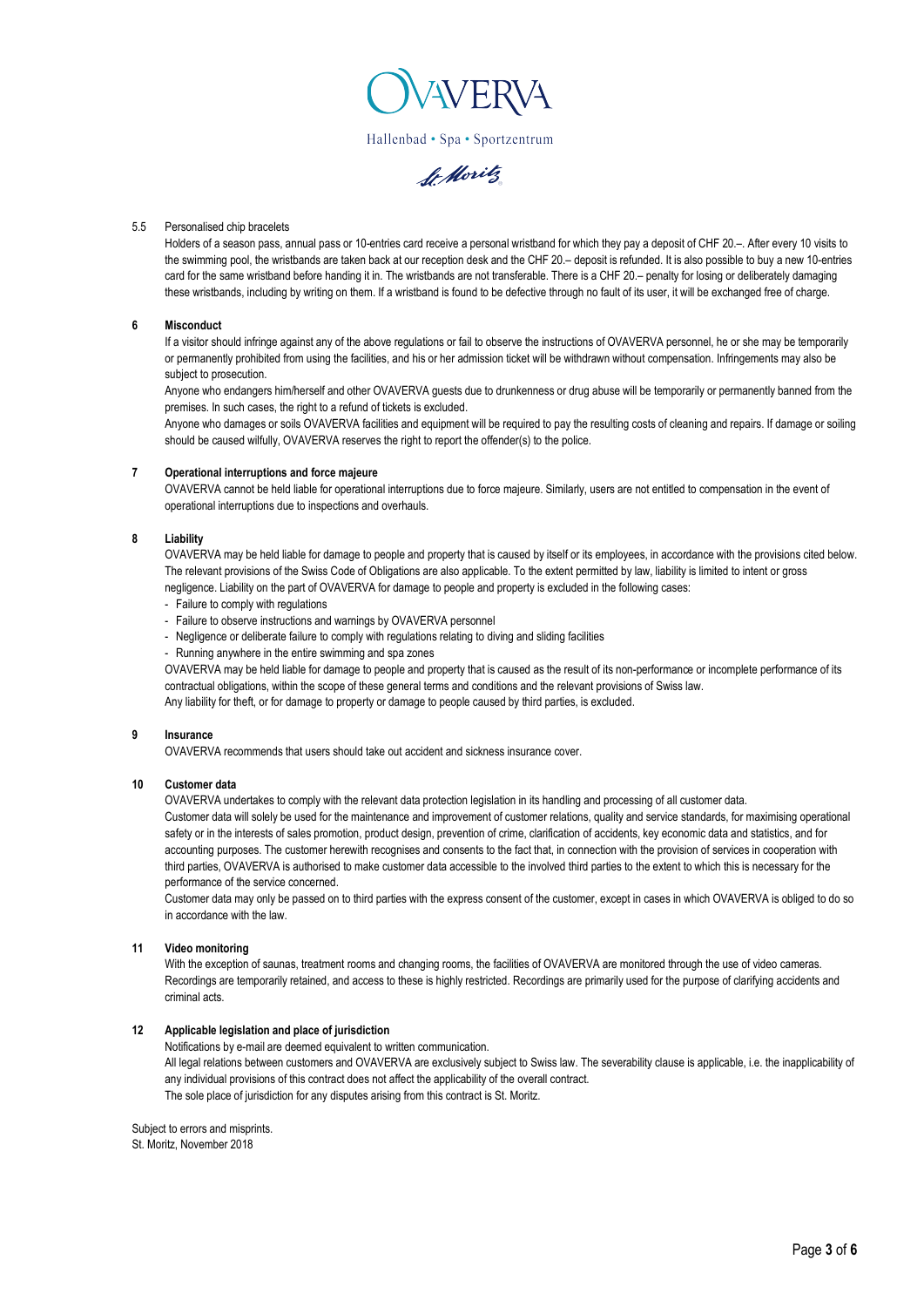### 5.5 Personalised chip bracelets

Holders of a season pass, annual pass or 10-entries card receive a personal wristband for which they pay a deposit of CHF 20.–. After every 10 visits to the swimming pool, the wristbands are taken back at our reception desk and the CHF 20.– deposit is refunded. It is also possible to buy a new 10-entries card for the same wristband before handing it in. The wristbands are not transferable. There is a CHF 20.– penalty for losing or deliberately damaging these wristbands, including by writing on them. If a wristband is found to be defective through no fault of its user, it will be exchanged free of charge.

## 6 Misconduct

If a visitor should infringe against any of the above regulations or fail to observe the instructions of OVAVERVA personnel, he or she may be temporarily or permanently prohibited from using the facilities, and his or her admission ticket will be withdrawn without compensation. Infringements may also be subject to prosecution.

Anyone who endangers him/herself and other OVAVERVA guests due to drunkenness or drug abuse will be temporarily or permanently banned from the premises. In such cases, the right to a refund of tickets is excluded.

Anyone who damages or soils OVAVERVA facilities and equipment will be required to pay the resulting costs of cleaning and repairs. If damage or soiling should be caused wilfully, OVAVERVA reserves the right to report the offender(s) to the police.

## 7 Operational interruptions and force majeure

OVAVERVA cannot be held liable for operational interruptions due to force majeure. Similarly, users are not entitled to compensation in the event of operational interruptions due to inspections and overhauls.

## 8 Liability

OVAVERVA may be held liable for damage to people and property that is caused by itself or its employees, in accordance with the provisions cited below. The relevant provisions of the Swiss Code of Obligations are also applicable. To the extent permitted by law, liability is limited to intent or gross negligence. Liability on the part of OVAVERVA for damage to people and property is excluded in the following cases:

- Failure to comply with regulations
- Failure to observe instructions and warnings by OVAVERVA personnel
- Negligence or deliberate failure to comply with regulations relating to diving and sliding facilities
- Running anywhere in the entire swimming and spa zones

OVAVERVA may be held liable for damage to people and property that is caused as the result of its non-performance or incomplete performance of its contractual obligations, within the scope of these general terms and conditions and the relevant provisions of Swiss law.

Any liability for theft, or for damage to property or damage to people caused by third parties, is excluded.

## 9 Insurance

OVAVERVA recommends that users should take out accident and sickness insurance cover.

## 10 Customer data

OVAVERVA undertakes to comply with the relevant data protection legislation in its handling and processing of all customer data.

Customer data will solely be used for the maintenance and improvement of customer relations, quality and service standards, for maximising operational safety or in the interests of sales promotion, product design, prevention of crime, clarification of accidents, key economic data and statistics, and for accounting purposes. The customer herewith recognises and consents to the fact that, in connection with the provision of services in cooperation with third parties, OVAVERVA is authorised to make customer data accessible to the involved third parties to the extent to which this is necessary for the performance of the service concerned.

Customer data may only be passed on to third parties with the express consent of the customer, except in cases in which OVAVERVA is obliged to do so in accordance with the law.

## 11 Video monitoring

With the exception of saunas, treatment rooms and changing rooms, the facilities of OVAVERVA are monitored through the use of video cameras. Recordings are temporarily retained, and access to these is highly restricted. Recordings are primarily used for the purpose of clarifying accidents and criminal acts.

## 12 Applicable legislation and place of jurisdiction

Notifications by e-mail are deemed equivalent to written communication.

All legal relations between customers and OVAVERVA are exclusively subject to Swiss law. The severability clause is applicable, i.e. the inapplicability of any individual provisions of this contract does not affect the applicability of the overall contract.

The sole place of jurisdiction for any disputes arising from this contract is St. Moritz.

Subject to errors and misprints.
St. Moritz, November 2018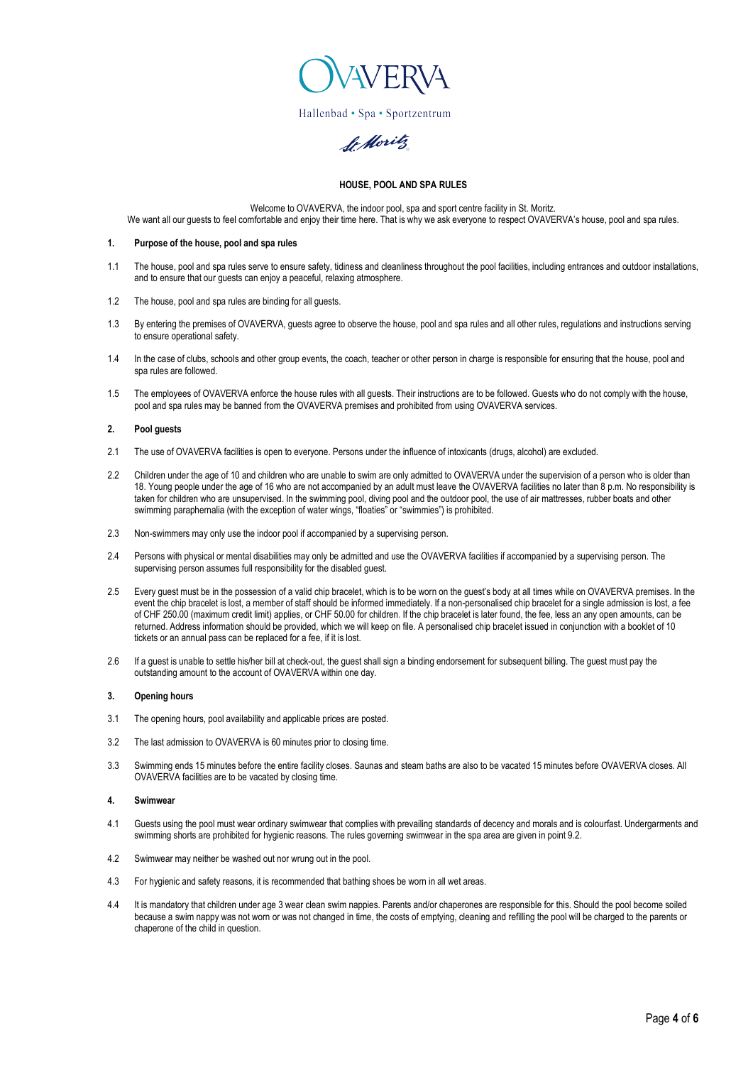OVAVERVA

Hallenbad • Spa • Sportzentrum

St. Moritz

## HOUSE, POOL AND SPA RULES

Welcome to OVAVERVA, the indoor pool, spa and sport centre facility in St. Moritz.
We want all our guests to feel comfortable and enjoy their time here. That is why we ask everyone to respect OVAVERVA's house, pool and spa rules.

### 1. Purpose of the house, pool and spa rules

1.1 The house, pool and spa rules serve to ensure safety, tidiness and cleanliness throughout the pool facilities, including entrances and outdoor installations, and to ensure that our guests can enjoy a peaceful, relaxing atmosphere.

1.2 The house, pool and spa rules are binding for all guests.

1.3 By entering the premises of OVAVERVA, guests agree to observe the house, pool and spa rules and all other rules, regulations and instructions serving to ensure operational safety.

1.4 In the case of clubs, schools and other group events, the coach, teacher or other person in charge is responsible for ensuring that the house, pool and spa rules are followed.

1.5 The employees of OVAVERVA enforce the house rules with all guests. Their instructions are to be followed. Guests who do not comply with the house, pool and spa rules may be banned from the OVAVERVA premises and prohibited from using OVAVERVA services.

### 2. Pool guests

2.1 The use of OVAVERVA facilities is open to everyone. Persons under the influence of intoxicants (drugs, alcohol) are excluded.

2.2 Children under the age of 10 and children who are unable to swim are only admitted to OVAVERVA under the supervision of a person who is older than 18. Young people under the age of 16 who are not accompanied by an adult must leave the OVAVERVA facilities no later than 8 p.m. No responsibility is taken for children who are unsupervised. In the swimming pool, diving pool and the outdoor pool, the use of air mattresses, rubber boats and other swimming paraphernalia (with the exception of water wings, "floaties" or "swimmies") is prohibited.

2.3 Non-swimmers may only use the indoor pool if accompanied by a supervising person.

2.4 Persons with physical or mental disabilities may only be admitted and use the OVAVERVA facilities if accompanied by a supervising person. The supervising person assumes full responsibility for the disabled guest.

2.5 Every guest must be in the possession of a valid chip bracelet, which is to be worn on the guest's body at all times while on OVAVERVA premises. In the event the chip bracelet is lost, a member of staff should be informed immediately. If a non-personalised chip bracelet for a single admission is lost, a fee of CHF 250.00 (maximum credit limit) applies, or CHF 50.00 for children. If the chip bracelet is later found, the fee, less an any open amounts, can be returned. Address information should be provided, which we will keep on file. A personalised chip bracelet issued in conjunction with a booklet of 10 tickets or an annual pass can be replaced for a fee, if it is lost.

2.6 If a guest is unable to settle his/her bill at check-out, the guest shall sign a binding endorsement for subsequent billing. The guest must pay the outstanding amount to the account of OVAVERVA within one day.

### 3. Opening hours

3.1 The opening hours, pool availability and applicable prices are posted.

3.2 The last admission to OVAVERVA is 60 minutes prior to closing time.

3.3 Swimming ends 15 minutes before the entire facility closes. Saunas and steam baths are also to be vacated 15 minutes before OVAVERVA closes. All OVAVERVA facilities are to be vacated by closing time.

### 4. Swimwear

4.1 Guests using the pool must wear ordinary swimwear that complies with prevailing standards of decency and morals and is colourfast. Undergarments and swimming shorts are prohibited for hygienic reasons. The rules governing swimwear in the spa area are given in point 9.2.

4.2 Swimwear may neither be washed out nor wrung out in the pool.

4.3 For hygienic and safety reasons, it is recommended that bathing shoes be worn in all wet areas.

4.4 It is mandatory that children under age 3 wear clean swim nappies. Parents and/or chaperones are responsible for this. Should the pool become soiled because a swim nappy was not worn or was not changed in time, the costs of emptying, cleaning and refilling the pool will be charged to the parents or chaperone of the child in question.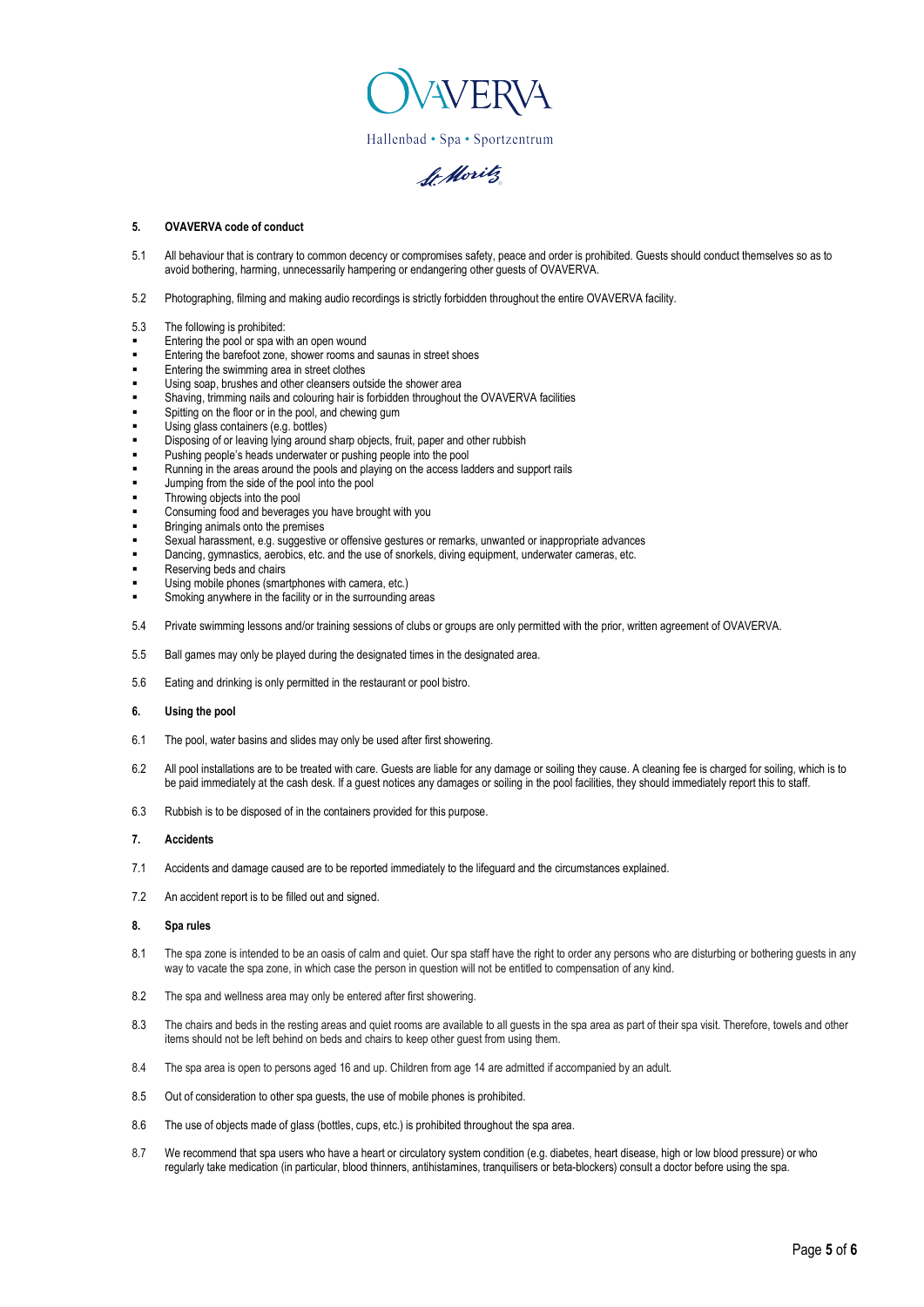OVAVERVA

Hallenbad • Spa • Sportzentrum

St. Moritz

## 5. OVAVERVA code of conduct

5.1 All behaviour that is contrary to common decency or compromises safety, peace and order is prohibited. Guests should conduct themselves so as to avoid bothering, harming, unnecessarily hampering or endangering other guests of OVAVERVA.

5.2 Photographing, filming and making audio recordings is strictly forbidden throughout the entire OVAVERVA facility.

5.3 The following is prohibited:

- Entering the pool or spa with an open wound
- Entering the barefoot zone, shower rooms and saunas in street shoes
- Entering the swimming area in street clothes
- Using soap, brushes and other cleansers outside the shower area
- Shaving, trimming nails and colouring hair is forbidden throughout the OVAVERVA facilities
- Spitting on the floor or in the pool, and chewing gum
- Using glass containers (e.g. bottles)
- Disposing of or leaving lying around sharp objects, fruit, paper and other rubbish
- Pushing people's heads underwater or pushing people into the pool
- Running in the areas around the pools and playing on the access ladders and support rails
- Jumping from the side of the pool into the pool
- Throwing objects into the pool
- Consuming food and beverages you have brought with you
- Bringing animals onto the premises
- Sexual harassment, e.g. suggestive or offensive gestures or remarks, unwanted or inappropriate advances
- Dancing, gymnastics, aerobics, etc. and the use of snorkels, diving equipment, underwater cameras, etc.
- Reserving beds and chairs
- Using mobile phones (smartphones with camera, etc.)
- Smoking anywhere in the facility or in the surrounding areas

5.4 Private swimming lessons and/or training sessions of clubs or groups are only permitted with the prior, written agreement of OVAVERVA.

5.5 Ball games may only be played during the designated times in the designated area.

5.6 Eating and drinking is only permitted in the restaurant or pool bistro.

## 6. Using the pool

6.1 The pool, water basins and slides may only be used after first showering.

6.2 All pool installations are to be treated with care. Guests are liable for any damage or soiling they cause. A cleaning fee is charged for soiling, which is to be paid immediately at the cash desk. If a guest notices any damages or soiling in the pool facilities, they should immediately report this to staff.

6.3 Rubbish is to be disposed of in the containers provided for this purpose.

## 7. Accidents

7.1 Accidents and damage caused are to be reported immediately to the lifeguard and the circumstances explained.

7.2 An accident report is to be filled out and signed.

## 8. Spa rules

8.1 The spa zone is intended to be an oasis of calm and quiet. Our spa staff have the right to order any persons who are disturbing or bothering guests in any way to vacate the spa zone, in which case the person in question will not be entitled to compensation of any kind.

8.2 The spa and wellness area may only be entered after first showering.

8.3 The chairs and beds in the resting areas and quiet rooms are available to all guests in the spa area as part of their spa visit. Therefore, towels and other items should not be left behind on beds and chairs to keep other guest from using them.

8.4 The spa area is open to persons aged 16 and up. Children from age 14 are admitted if accompanied by an adult.

8.5 Out of consideration to other spa guests, the use of mobile phones is prohibited.

8.6 The use of objects made of glass (bottles, cups, etc.) is prohibited throughout the spa area.

8.7 We recommend that spa users who have a heart or circulatory system condition (e.g. diabetes, heart disease, high or low blood pressure) or who regularly take medication (in particular, blood thinners, antihistamines, tranquilisers or beta-blockers) consult a doctor before using the spa.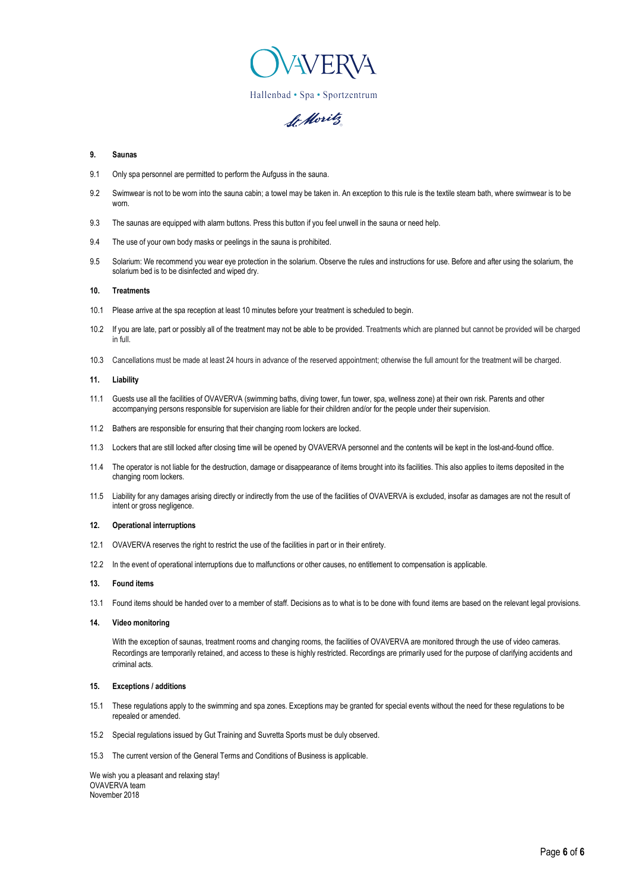## 9. Saunas

9.1 Only spa personnel are permitted to perform the Aufguss in the sauna.

9.2 Swimwear is not to be worn into the sauna cabin; a towel may be taken in. An exception to this rule is the textile steam bath, where swimwear is to be worn.

9.3 The saunas are equipped with alarm buttons. Press this button if you feel unwell in the sauna or need help.

9.4 The use of your own body masks or peelings in the sauna is prohibited.

9.5 Solarium: We recommend you wear eye protection in the solarium. Observe the rules and instructions for use. Before and after using the solarium, the solarium bed is to be disinfected and wiped dry.

## 10. Treatments

10.1 Please arrive at the spa reception at least 10 minutes before your treatment is scheduled to begin.

10.2 If you are late, part or possibly all of the treatment may not be able to be provided. Treatments which are planned but cannot be provided will be charged in full.

10.3 Cancellations must be made at least 24 hours in advance of the reserved appointment; otherwise the full amount for the treatment will be charged.

## 11. Liability

11.1 Guests use all the facilities of OVAVERVA (swimming baths, diving tower, fun tower, spa, wellness zone) at their own risk. Parents and other accompanying persons responsible for supervision are liable for their children and/or for the people under their supervision.

11.2 Bathers are responsible for ensuring that their changing room lockers are locked.

11.3 Lockers that are still locked after closing time will be opened by OVAVERVA personnel and the contents will be kept in the lost-and-found office.

11.4 The operator is not liable for the destruction, damage or disappearance of items brought into its facilities. This also applies to items deposited in the changing room lockers.

11.5 Liability for any damages arising directly or indirectly from the use of the facilities of OVAVERVA is excluded, insofar as damages are not the result of intent or gross negligence.

## 12. Operational interruptions

12.1 OVAVERVA reserves the right to restrict the use of the facilities in part or in their entirety.

12.2 In the event of operational interruptions due to malfunctions or other causes, no entitlement to compensation is applicable.

## 13. Found items

13.1 Found items should be handed over to a member of staff. Decisions as to what is to be done with found items are based on the relevant legal provisions.

## 14. Video monitoring

With the exception of saunas, treatment rooms and changing rooms, the facilities of OVAVERVA are monitored through the use of video cameras. Recordings are temporarily retained, and access to these is highly restricted. Recordings are primarily used for the purpose of clarifying accidents and criminal acts.

## 15. Exceptions / additions

15.1 These regulations apply to the swimming and spa zones. Exceptions may be granted for special events without the need for these regulations to be repealed or amended.

15.2 Special regulations issued by Gut Training and Suvretta Sports must be duly observed.

15.3 The current version of the General Terms and Conditions of Business is applicable.

We wish you a pleasant and relaxing stay!
OVAVERVA team
November 2018